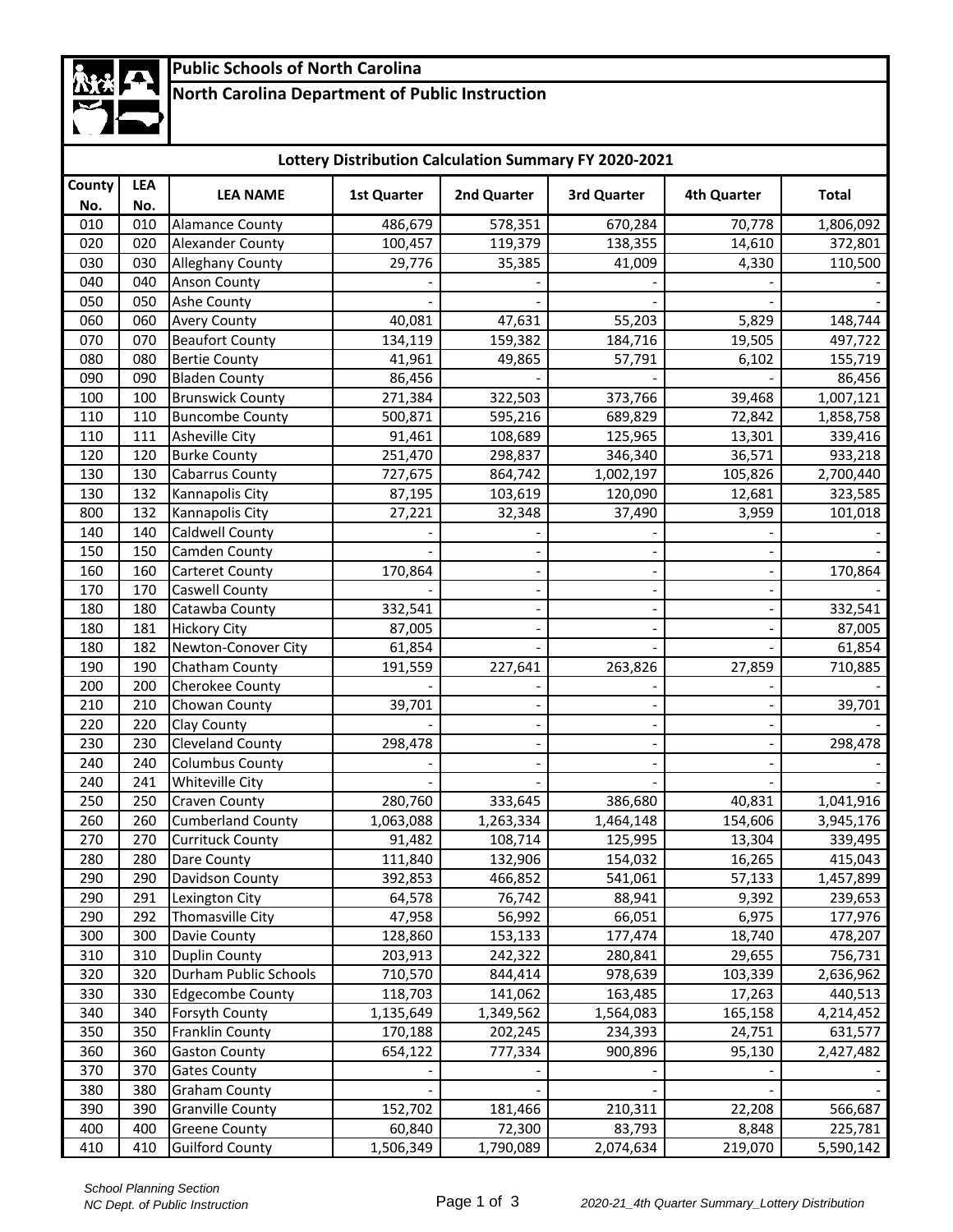**Public Schools of North Carolina**

**North Carolina Department of Public Instruction**

### Lottery Distribution Calculation Summary FY 2020-2021

| County No. | LEA No. | LEA NAME | 1st Quarter | 2nd Quarter | 3rd Quarter | 4th Quarter | Total |
|---|---|---|---|---|---|---|---|
| 010 | 010 | Alamance County | 486,679 | 578,351 | 670,284 | 70,778 | 1,806,092 |
| 020 | 020 | Alexander County | 100,457 | 119,379 | 138,355 | 14,610 | 372,801 |
| 030 | 030 | Alleghany County | 29,776 | 35,385 | 41,009 | 4,330 | 110,500 |
| 040 | 040 | Anson County | - | - | - | - | - |
| 050 | 050 | Ashe County | - | - | - | - | - |
| 060 | 060 | Avery County | 40,081 | 47,631 | 55,203 | 5,829 | 148,744 |
| 070 | 070 | Beaufort County | 134,119 | 159,382 | 184,716 | 19,505 | 497,722 |
| 080 | 080 | Bertie County | 41,961 | 49,865 | 57,791 | 6,102 | 155,719 |
| 090 | 090 | Bladen County | 86,456 | - | - | - | 86,456 |
| 100 | 100 | Brunswick County | 271,384 | 322,503 | 373,766 | 39,468 | 1,007,121 |
| 110 | 110 | Buncombe County | 500,871 | 595,216 | 689,829 | 72,842 | 1,858,758 |
| 110 | 111 | Asheville City | 91,461 | 108,689 | 125,965 | 13,301 | 339,416 |
| 120 | 120 | Burke County | 251,470 | 298,837 | 346,340 | 36,571 | 933,218 |
| 130 | 130 | Cabarrus County | 727,675 | 864,742 | 1,002,197 | 105,826 | 2,700,440 |
| 130 | 132 | Kannapolis City | 87,195 | 103,619 | 120,090 | 12,681 | 323,585 |
| 800 | 132 | Kannapolis City | 27,221 | 32,348 | 37,490 | 3,959 | 101,018 |
| 140 | 140 | Caldwell County | - | - | - | - | - |
| 150 | 150 | Camden County | - | - | - | - | - |
| 160 | 160 | Carteret County | 170,864 | - | - | - | 170,864 |
| 170 | 170 | Caswell County | - | - | - | - | - |
| 180 | 180 | Catawba County | 332,541 | - | - | - | 332,541 |
| 180 | 181 | Hickory City | 87,005 | - | - | - | 87,005 |
| 180 | 182 | Newton-Conover City | 61,854 | - | - | - | 61,854 |
| 190 | 190 | Chatham County | 191,559 | 227,641 | 263,826 | 27,859 | 710,885 |
| 200 | 200 | Cherokee County | - | - | - | - | - |
| 210 | 210 | Chowan County | 39,701 | - | - | - | 39,701 |
| 220 | 220 | Clay County | - | - | - | - | - |
| 230 | 230 | Cleveland County | 298,478 | - | - | - | 298,478 |
| 240 | 240 | Columbus County | - | - | - | - | - |
| 240 | 241 | Whiteville City | - | - | - | - | - |
| 250 | 250 | Craven County | 280,760 | 333,645 | 386,680 | 40,831 | 1,041,916 |
| 260 | 260 | Cumberland County | 1,063,088 | 1,263,334 | 1,464,148 | 154,606 | 3,945,176 |
| 270 | 270 | Currituck County | 91,482 | 108,714 | 125,995 | 13,304 | 339,495 |
| 280 | 280 | Dare County | 111,840 | 132,906 | 154,032 | 16,265 | 415,043 |
| 290 | 290 | Davidson County | 392,853 | 466,852 | 541,061 | 57,133 | 1,457,899 |
| 290 | 291 | Lexington City | 64,578 | 76,742 | 88,941 | 9,392 | 239,653 |
| 290 | 292 | Thomasville City | 47,958 | 56,992 | 66,051 | 6,975 | 177,976 |
| 300 | 300 | Davie County | 128,860 | 153,133 | 177,474 | 18,740 | 478,207 |
| 310 | 310 | Duplin County | 203,913 | 242,322 | 280,841 | 29,655 | 756,731 |
| 320 | 320 | Durham Public Schools | 710,570 | 844,414 | 978,639 | 103,339 | 2,636,962 |
| 330 | 330 | Edgecombe County | 118,703 | 141,062 | 163,485 | 17,263 | 440,513 |
| 340 | 340 | Forsyth County | 1,135,649 | 1,349,562 | 1,564,083 | 165,158 | 4,214,452 |
| 350 | 350 | Franklin County | 170,188 | 202,245 | 234,393 | 24,751 | 631,577 |
| 360 | 360 | Gaston County | 654,122 | 777,334 | 900,896 | 95,130 | 2,427,482 |
| 370 | 370 | Gates County | - | - | - | - | - |
| 380 | 380 | Graham County | - | - | - | - | - |
| 390 | 390 | Granville County | 152,702 | 181,466 | 210,311 | 22,208 | 566,687 |
| 400 | 400 | Greene County | 60,840 | 72,300 | 83,793 | 8,848 | 225,781 |
| 410 | 410 | Guilford County | 1,506,349 | 1,790,089 | 2,074,634 | 219,070 | 5,590,142 |

*School Planning Section*
*NC Dept. of Public Instruction*

*2020-21_4th Quarter Summary_Lottery Distribution*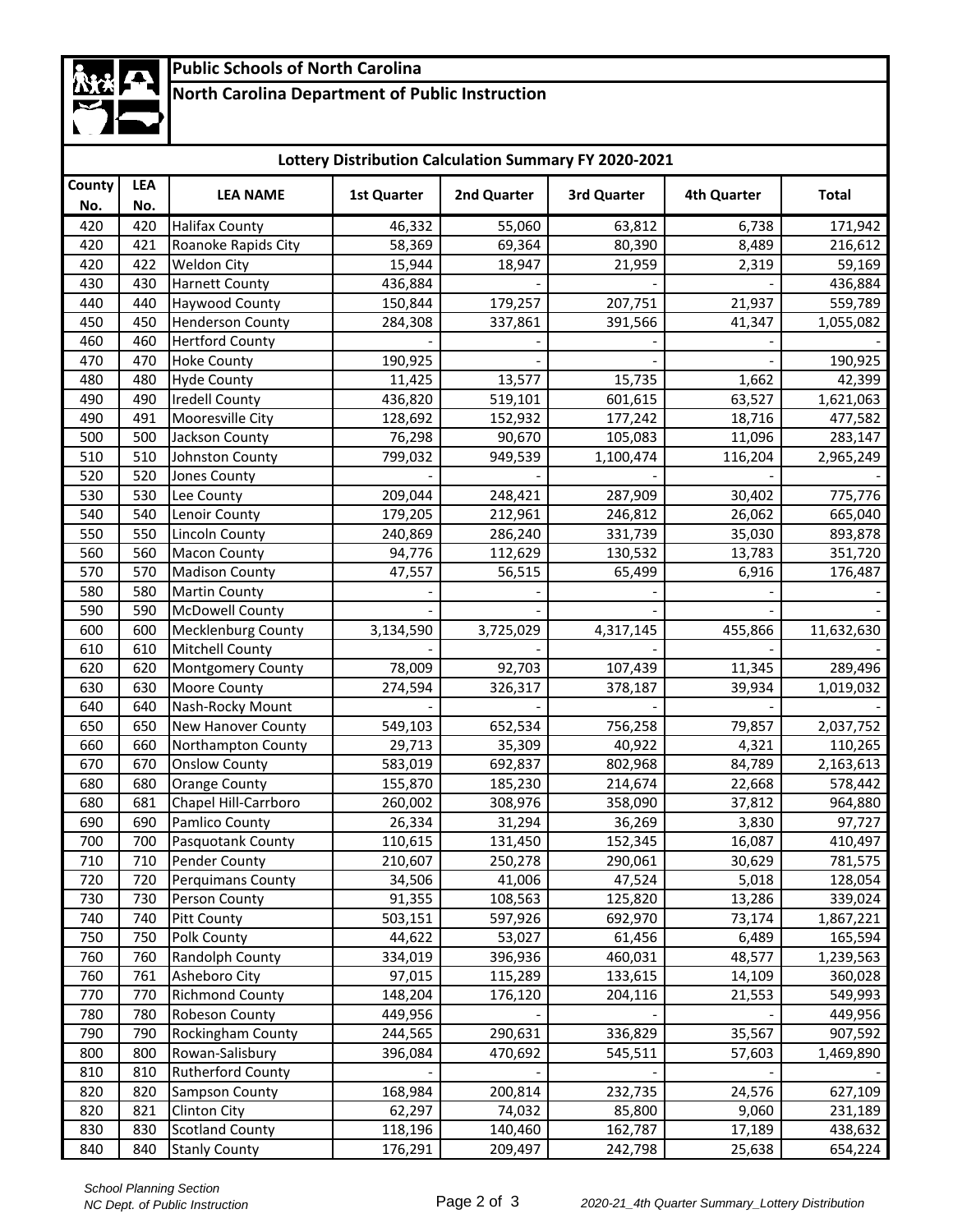**Public Schools of North Carolina**

**North Carolina Department of Public Instruction**

## Lottery Distribution Calculation Summary FY 2020-2021

| County No. | LEA No. | LEA NAME | 1st Quarter | 2nd Quarter | 3rd Quarter | 4th Quarter | Total |
|---|---|---|---|---|---|---|---|
| 420 | 420 | Halifax County | 46,332 | 55,060 | 63,812 | 6,738 | 171,942 |
| 420 | 421 | Roanoke Rapids City | 58,369 | 69,364 | 80,390 | 8,489 | 216,612 |
| 420 | 422 | Weldon City | 15,944 | 18,947 | 21,959 | 2,319 | 59,169 |
| 430 | 430 | Harnett County | 436,884 | - | - | - | 436,884 |
| 440 | 440 | Haywood County | 150,844 | 179,257 | 207,751 | 21,937 | 559,789 |
| 450 | 450 | Henderson County | 284,308 | 337,861 | 391,566 | 41,347 | 1,055,082 |
| 460 | 460 | Hertford County | - | - | - | - | - |
| 470 | 470 | Hoke County | 190,925 | - | - | - | 190,925 |
| 480 | 480 | Hyde County | 11,425 | 13,577 | 15,735 | 1,662 | 42,399 |
| 490 | 490 | Iredell County | 436,820 | 519,101 | 601,615 | 63,527 | 1,621,063 |
| 490 | 491 | Mooresville City | 128,692 | 152,932 | 177,242 | 18,716 | 477,582 |
| 500 | 500 | Jackson County | 76,298 | 90,670 | 105,083 | 11,096 | 283,147 |
| 510 | 510 | Johnston County | 799,032 | 949,539 | 1,100,474 | 116,204 | 2,965,249 |
| 520 | 520 | Jones County | - | - | - | - | - |
| 530 | 530 | Lee County | 209,044 | 248,421 | 287,909 | 30,402 | 775,776 |
| 540 | 540 | Lenoir County | 179,205 | 212,961 | 246,812 | 26,062 | 665,040 |
| 550 | 550 | Lincoln County | 240,869 | 286,240 | 331,739 | 35,030 | 893,878 |
| 560 | 560 | Macon County | 94,776 | 112,629 | 130,532 | 13,783 | 351,720 |
| 570 | 570 | Madison County | 47,557 | 56,515 | 65,499 | 6,916 | 176,487 |
| 580 | 580 | Martin County | - | - | - | - | - |
| 590 | 590 | McDowell County | - | - | - | - | - |
| 600 | 600 | Mecklenburg County | 3,134,590 | 3,725,029 | 4,317,145 | 455,866 | 11,632,630 |
| 610 | 610 | Mitchell County | - | - | - | - | - |
| 620 | 620 | Montgomery County | 78,009 | 92,703 | 107,439 | 11,345 | 289,496 |
| 630 | 630 | Moore County | 274,594 | 326,317 | 378,187 | 39,934 | 1,019,032 |
| 640 | 640 | Nash-Rocky Mount | - | - | - | - | - |
| 650 | 650 | New Hanover County | 549,103 | 652,534 | 756,258 | 79,857 | 2,037,752 |
| 660 | 660 | Northampton County | 29,713 | 35,309 | 40,922 | 4,321 | 110,265 |
| 670 | 670 | Onslow County | 583,019 | 692,837 | 802,968 | 84,789 | 2,163,613 |
| 680 | 680 | Orange County | 155,870 | 185,230 | 214,674 | 22,668 | 578,442 |
| 680 | 681 | Chapel Hill-Carrboro | 260,002 | 308,976 | 358,090 | 37,812 | 964,880 |
| 690 | 690 | Pamlico County | 26,334 | 31,294 | 36,269 | 3,830 | 97,727 |
| 700 | 700 | Pasquotank County | 110,615 | 131,450 | 152,345 | 16,087 | 410,497 |
| 710 | 710 | Pender County | 210,607 | 250,278 | 290,061 | 30,629 | 781,575 |
| 720 | 720 | Perquimans County | 34,506 | 41,006 | 47,524 | 5,018 | 128,054 |
| 730 | 730 | Person County | 91,355 | 108,563 | 125,820 | 13,286 | 339,024 |
| 740 | 740 | Pitt County | 503,151 | 597,926 | 692,970 | 73,174 | 1,867,221 |
| 750 | 750 | Polk County | 44,622 | 53,027 | 61,456 | 6,489 | 165,594 |
| 760 | 760 | Randolph County | 334,019 | 396,936 | 460,031 | 48,577 | 1,239,563 |
| 760 | 761 | Asheboro City | 97,015 | 115,289 | 133,615 | 14,109 | 360,028 |
| 770 | 770 | Richmond County | 148,204 | 176,120 | 204,116 | 21,553 | 549,993 |
| 780 | 780 | Robeson County | 449,956 | - | - | - | 449,956 |
| 790 | 790 | Rockingham County | 244,565 | 290,631 | 336,829 | 35,567 | 907,592 |
| 800 | 800 | Rowan-Salisbury | 396,084 | 470,692 | 545,511 | 57,603 | 1,469,890 |
| 810 | 810 | Rutherford County | - | - | - | - | - |
| 820 | 820 | Sampson County | 168,984 | 200,814 | 232,735 | 24,576 | 627,109 |
| 820 | 821 | Clinton City | 62,297 | 74,032 | 85,800 | 9,060 | 231,189 |
| 830 | 830 | Scotland County | 118,196 | 140,460 | 162,787 | 17,189 | 438,632 |
| 840 | 840 | Stanly County | 176,291 | 209,497 | 242,798 | 25,638 | 654,224 |

*School Planning Section*
*NC Dept. of Public Instruction*

*2020-21_4th Quarter Summary_Lottery Distribution*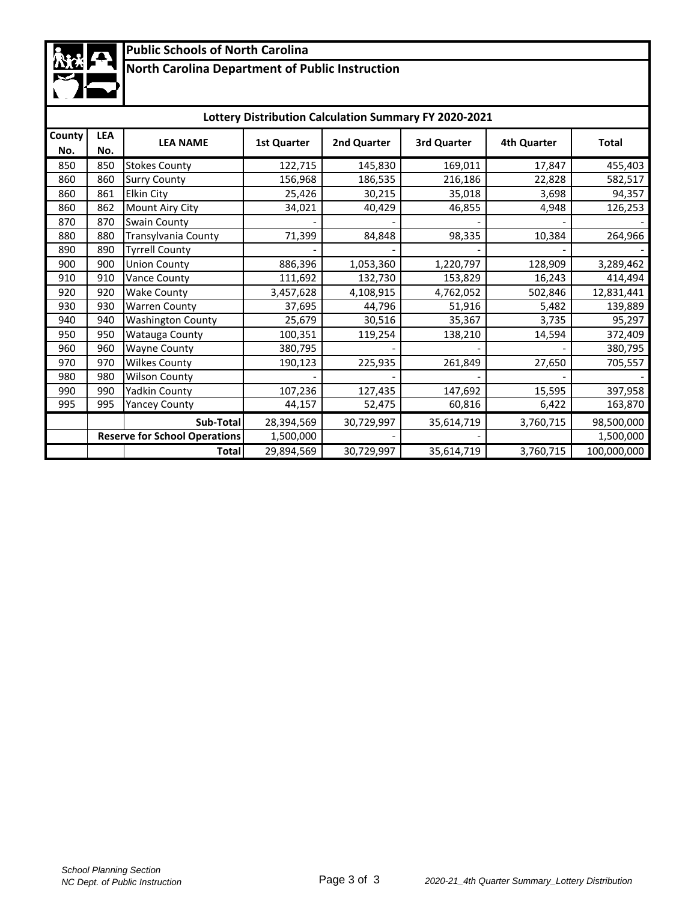**Public Schools of North Carolina**

**North Carolina Department of Public Instruction**

## Lottery Distribution Calculation Summary FY 2020-2021

| County No. | LEA No. | LEA NAME | 1st Quarter | 2nd Quarter | 3rd Quarter | 4th Quarter | Total |
|---|---|---|---|---|---|---|---|
| 850 | 850 | Stokes County | 122,715 | 145,830 | 169,011 | 17,847 | 455,403 |
| 860 | 860 | Surry County | 156,968 | 186,535 | 216,186 | 22,828 | 582,517 |
| 860 | 861 | Elkin City | 25,426 | 30,215 | 35,018 | 3,698 | 94,357 |
| 860 | 862 | Mount Airy City | 34,021 | 40,429 | 46,855 | 4,948 | 126,253 |
| 870 | 870 | Swain County | - | - | - | - | - |
| 880 | 880 | Transylvania County | 71,399 | 84,848 | 98,335 | 10,384 | 264,966 |
| 890 | 890 | Tyrrell County | - | - | - | - | - |
| 900 | 900 | Union County | 886,396 | 1,053,360 | 1,220,797 | 128,909 | 3,289,462 |
| 910 | 910 | Vance County | 111,692 | 132,730 | 153,829 | 16,243 | 414,494 |
| 920 | 920 | Wake County | 3,457,628 | 4,108,915 | 4,762,052 | 502,846 | 12,831,441 |
| 930 | 930 | Warren County | 37,695 | 44,796 | 51,916 | 5,482 | 139,889 |
| 940 | 940 | Washington County | 25,679 | 30,516 | 35,367 | 3,735 | 95,297 |
| 950 | 950 | Watauga County | 100,351 | 119,254 | 138,210 | 14,594 | 372,409 |
| 960 | 960 | Wayne County | 380,795 | - | - | - | 380,795 |
| 970 | 970 | Wilkes County | 190,123 | 225,935 | 261,849 | 27,650 | 705,557 |
| 980 | 980 | Wilson County | - | - | - | - | - |
| 990 | 990 | Yadkin County | 107,236 | 127,435 | 147,692 | 15,595 | 397,958 |
| 995 | 995 | Yancey County | 44,157 | 52,475 | 60,816 | 6,422 | 163,870 |
| | | **Sub-Total** | 28,394,569 | 30,729,997 | 35,614,719 | 3,760,715 | 98,500,000 |
| | | **Reserve for School Operations** | 1,500,000 | - | - | | 1,500,000 |
| | | **Total** | 29,894,569 | 30,729,997 | 35,614,719 | 3,760,715 | 100,000,000 |

*School Planning Section*
*NC Dept. of Public Instruction*

*2020-21_4th Quarter Summary_Lottery Distribution*